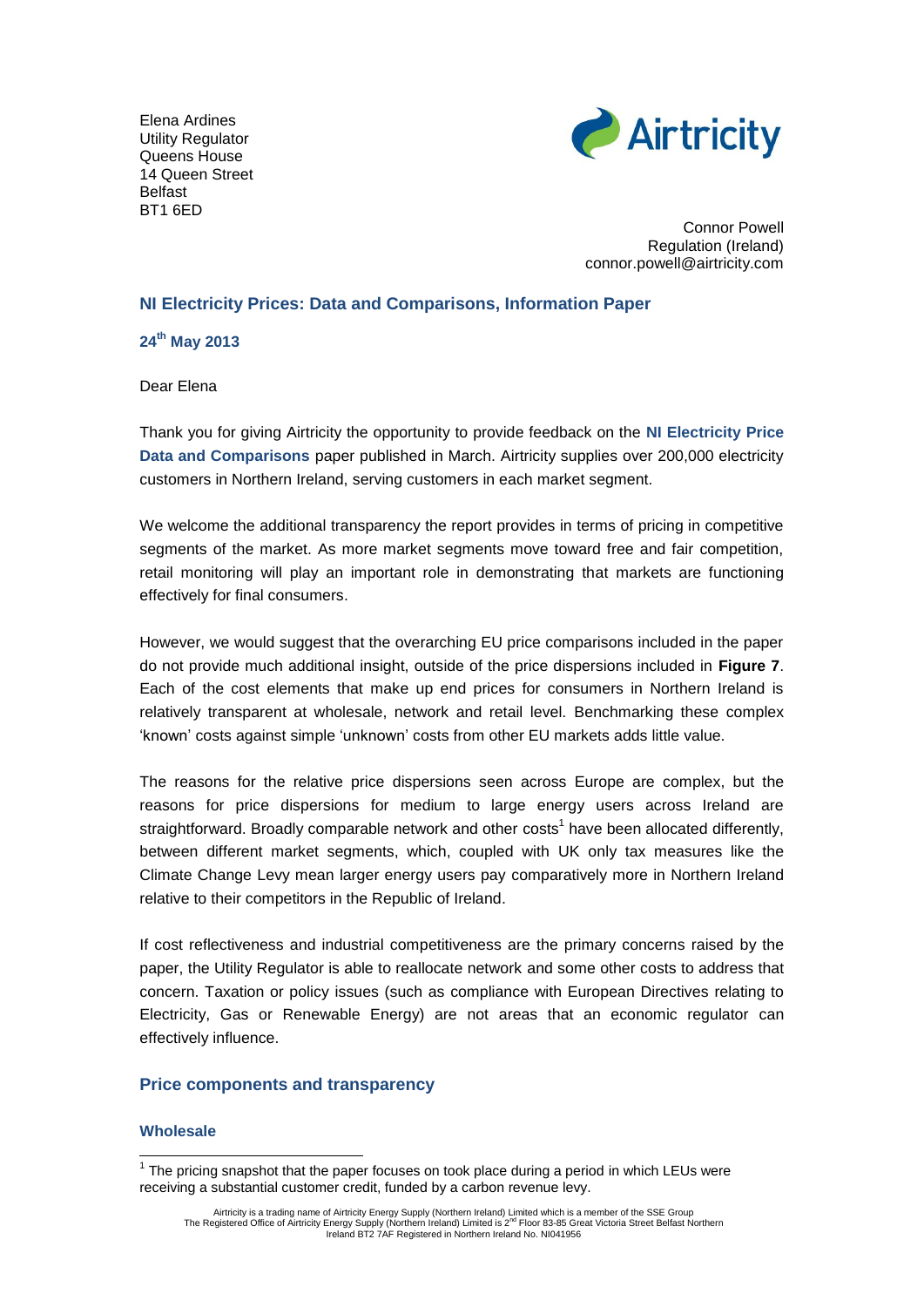Elena Ardines
Utility Regulator
Queens House
14 Queen Street
Belfast
BT1 6ED

Connor Powell
Regulation (Ireland)
connor.powell@airtricity.com

## NI Electricity Prices: Data and Comparisons, Information Paper

**24th May 2013**

Dear Elena

Thank you for giving Airtricity the opportunity to provide feedback on the **NI Electricity Price Data and Comparisons** paper published in March. Airtricity supplies over 200,000 electricity customers in Northern Ireland, serving customers in each market segment.

We welcome the additional transparency the report provides in terms of pricing in competitive segments of the market. As more market segments move toward free and fair competition, retail monitoring will play an important role in demonstrating that markets are functioning effectively for final consumers.

However, we would suggest that the overarching EU price comparisons included in the paper do not provide much additional insight, outside of the price dispersions included in **Figure 7**. Each of the cost elements that make up end prices for consumers in Northern Ireland is relatively transparent at wholesale, network and retail level. Benchmarking these complex 'known' costs against simple 'unknown' costs from other EU markets adds little value.

The reasons for the relative price dispersions seen across Europe are complex, but the reasons for price dispersions for medium to large energy users across Ireland are straightforward. Broadly comparable network and other costs[1] have been allocated differently, between different market segments, which, coupled with UK only tax measures like the Climate Change Levy mean larger energy users pay comparatively more in Northern Ireland relative to their competitors in the Republic of Ireland.

If cost reflectiveness and industrial competitiveness are the primary concerns raised by the paper, the Utility Regulator is able to reallocate network and some other costs to address that concern. Taxation or policy issues (such as compliance with European Directives relating to Electricity, Gas or Renewable Energy) are not areas that an economic regulator can effectively influence.

## Price components and transparency

### Wholesale

[1] The pricing snapshot that the paper focuses on took place during a period in which LEUs were receiving a substantial customer credit, funded by a carbon revenue levy.

Airtricity is a trading name of Airtricity Energy Supply (Northern Ireland) Limited which is a member of the SSE Group
The Registered Office of Airtricity Energy Supply (Northern Ireland) Limited is 2nd Floor 83-85 Great Victoria Street Belfast Northern Ireland BT2 7AF Registered in Northern Ireland No. NI041956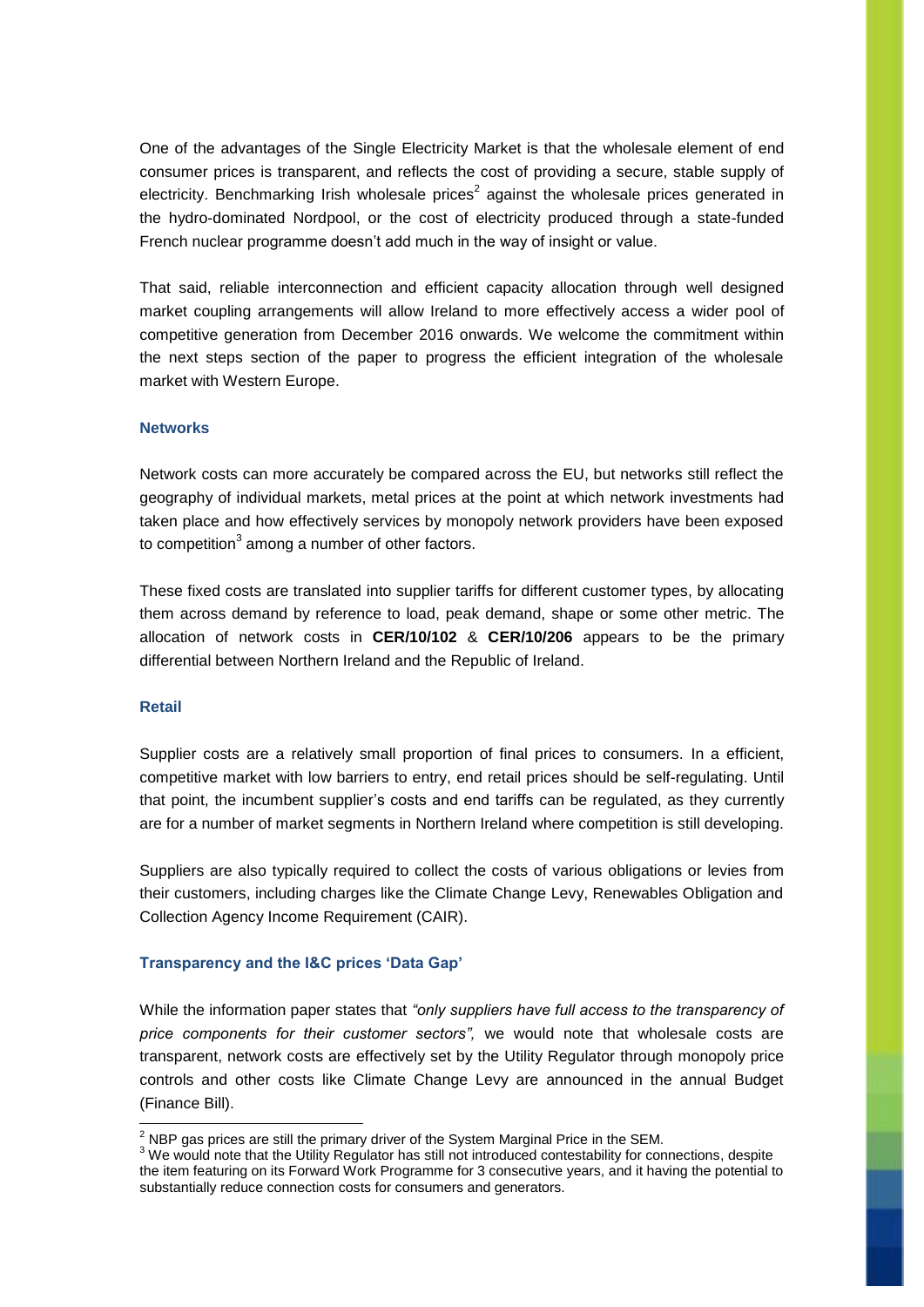One of the advantages of the Single Electricity Market is that the wholesale element of end consumer prices is transparent, and reflects the cost of providing a secure, stable supply of electricity. Benchmarking Irish wholesale prices[2] against the wholesale prices generated in the hydro-dominated Nordpool, or the cost of electricity produced through a state-funded French nuclear programme doesn't add much in the way of insight or value.

That said, reliable interconnection and efficient capacity allocation through well designed market coupling arrangements will allow Ireland to more effectively access a wider pool of competitive generation from December 2016 onwards. We welcome the commitment within the next steps section of the paper to progress the efficient integration of the wholesale market with Western Europe.

### Networks

Network costs can more accurately be compared across the EU, but networks still reflect the geography of individual markets, metal prices at the point at which network investments had taken place and how effectively services by monopoly network providers have been exposed to competition[3] among a number of other factors.

These fixed costs are translated into supplier tariffs for different customer types, by allocating them across demand by reference to load, peak demand, shape or some other metric. The allocation of network costs in **CER/10/102** & **CER/10/206** appears to be the primary differential between Northern Ireland and the Republic of Ireland.

### Retail

Supplier costs are a relatively small proportion of final prices to consumers. In a efficient, competitive market with low barriers to entry, end retail prices should be self-regulating. Until that point, the incumbent supplier's costs and end tariffs can be regulated, as they currently are for a number of market segments in Northern Ireland where competition is still developing.

Suppliers are also typically required to collect the costs of various obligations or levies from their customers, including charges like the Climate Change Levy, Renewables Obligation and Collection Agency Income Requirement (CAIR).

### Transparency and the I&C prices 'Data Gap'

While the information paper states that *"only suppliers have full access to the transparency of price components for their customer sectors",* we would note that wholesale costs are transparent, network costs are effectively set by the Utility Regulator through monopoly price controls and other costs like Climate Change Levy are announced in the annual Budget (Finance Bill).

---

[2] NBP gas prices are still the primary driver of the System Marginal Price in the SEM.

[3] We would note that the Utility Regulator has still not introduced contestability for connections, despite the item featuring on its Forward Work Programme for 3 consecutive years, and it having the potential to substantially reduce connection costs for consumers and generators.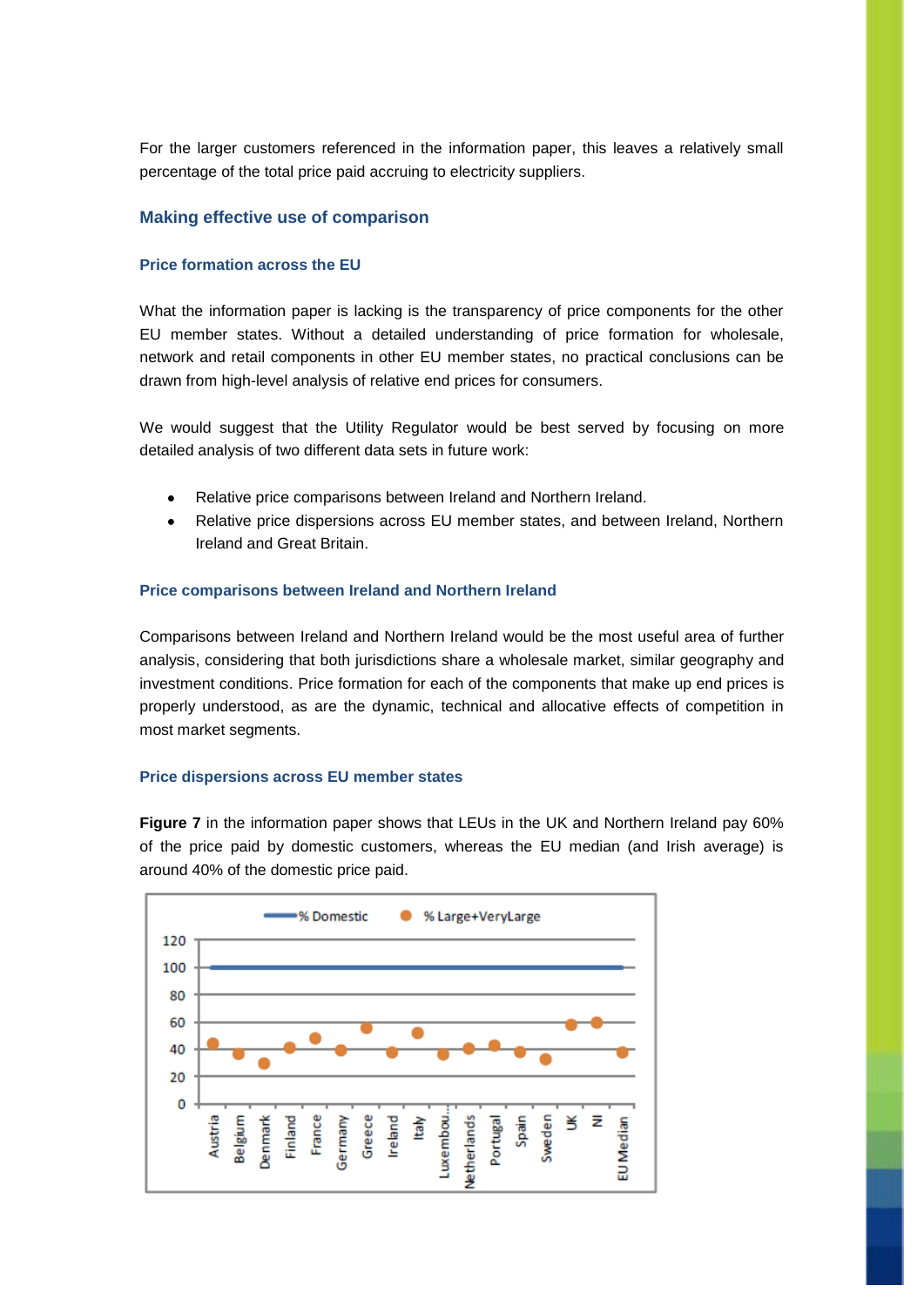For the larger customers referenced in the information paper, this leaves a relatively small percentage of the total price paid accruing to electricity suppliers.

## Making effective use of comparison

### Price formation across the EU

What the information paper is lacking is the transparency of price components for the other EU member states. Without a detailed understanding of price formation for wholesale, network and retail components in other EU member states, no practical conclusions can be drawn from high-level analysis of relative end prices for consumers.

We would suggest that the Utility Regulator would be best served by focusing on more detailed analysis of two different data sets in future work:

- Relative price comparisons between Ireland and Northern Ireland.
- Relative price dispersions across EU member states, and between Ireland, Northern Ireland and Great Britain.

### Price comparisons between Ireland and Northern Ireland

Comparisons between Ireland and Northern Ireland would be the most useful area of further analysis, considering that both jurisdictions share a wholesale market, similar geography and investment conditions. Price formation for each of the components that make up end prices is properly understood, as are the dynamic, technical and allocative effects of competition in most market segments.

### Price dispersions across EU member states

**Figure 7** in the information paper shows that LEUs in the UK and Northern Ireland pay 60% of the price paid by domestic customers, whereas the EU median (and Irish average) is around 40% of the domestic price paid.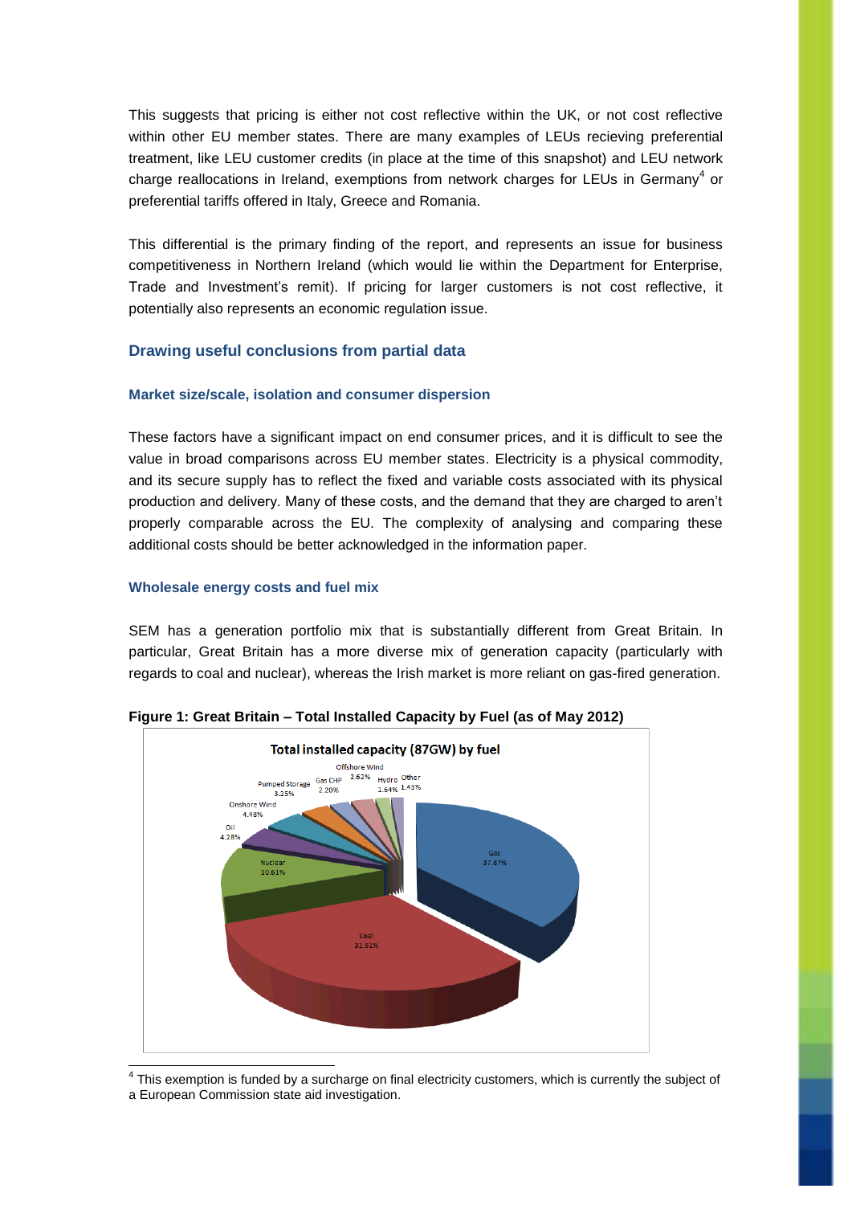This suggests that pricing is either not cost reflective within the UK, or not cost reflective within other EU member states. There are many examples of LEUs recieving preferential treatment, like LEU customer credits (in place at the time of this snapshot) and LEU network charge reallocations in Ireland, exemptions from network charges for LEUs in Germany[4] or preferential tariffs offered in Italy, Greece and Romania.

This differential is the primary finding of the report, and represents an issue for business competitiveness in Northern Ireland (which would lie within the Department for Enterprise, Trade and Investment's remit). If pricing for larger customers is not cost reflective, it potentially also represents an economic regulation issue.

## Drawing useful conclusions from partial data

### Market size/scale, isolation and consumer dispersion

These factors have a significant impact on end consumer prices, and it is difficult to see the value in broad comparisons across EU member states. Electricity is a physical commodity, and its secure supply has to reflect the fixed and variable costs associated with its physical production and delivery. Many of these costs, and the demand that they are charged to aren't properly comparable across the EU. The complexity of analysing and comparing these additional costs should be better acknowledged in the information paper.

### Wholesale energy costs and fuel mix

SEM has a generation portfolio mix that is substantially different from Great Britain. In particular, Great Britain has a more diverse mix of generation capacity (particularly with regards to coal and nuclear), whereas the Irish market is more reliant on gas-fired generation.

**Figure 1: Great Britain – Total Installed Capacity by Fuel (as of May 2012)**

Total installed capacity (87GW) by fuel

| Fuel | Share |
|---|---|
| Gas | 37.87% |
| Coal | 31.61% |
| Nuclear | 10.61% |
| Oil | 4.28% |
| Onshore Wind | 4.48% |
| Pumped Storage | 3.25% |
| Gas CHP | 2.20% |
| Offshore Wind | 2.62% |
| Hydro | 1.64% |
| Other | 1.43% |

[4] This exemption is funded by a surcharge on final electricity customers, which is currently the subject of a European Commission state aid investigation.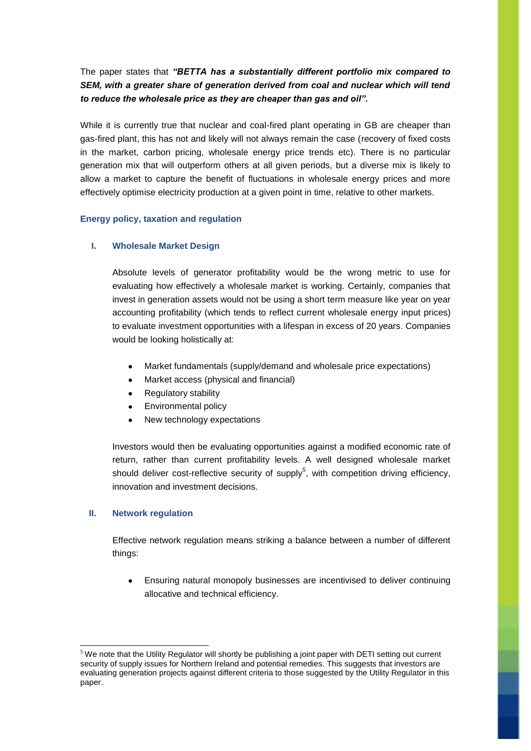The paper states that ***"BETTA has a substantially different portfolio mix compared to SEM, with a greater share of generation derived from coal and nuclear which will tend to reduce the wholesale price as they are cheaper than gas and oil".***

While it is currently true that nuclear and coal-fired plant operating in GB are cheaper than gas-fired plant, this has not and likely will not always remain the case (recovery of fixed costs in the market, carbon pricing, wholesale energy price trends etc). There is no particular generation mix that will outperform others at all given periods, but a diverse mix is likely to allow a market to capture the benefit of fluctuations in wholesale energy prices and more effectively optimise electricity production at a given point in time, relative to other markets.

### Energy policy, taxation and regulation

#### I. Wholesale Market Design

Absolute levels of generator profitability would be the wrong metric to use for evaluating how effectively a wholesale market is working. Certainly, companies that invest in generation assets would not be using a short term measure like year on year accounting profitability (which tends to reflect current wholesale energy input prices) to evaluate investment opportunities with a lifespan in excess of 20 years. Companies would be looking holistically at:

- Market fundamentals (supply/demand and wholesale price expectations)
- Market access (physical and financial)
- Regulatory stability
- Environmental policy
- New technology expectations

Investors would then be evaluating opportunities against a modified economic rate of return, rather than current profitability levels. A well designed wholesale market should deliver cost-reflective security of supply[5], with competition driving efficiency, innovation and investment decisions.

#### II. Network regulation

Effective network regulation means striking a balance between a number of different things:

- Ensuring natural monopoly businesses are incentivised to deliver continuing allocative and technical efficiency.

---

[5] We note that the Utility Regulator will shortly be publishing a joint paper with DETI setting out current security of supply issues for Northern Ireland and potential remedies. This suggests that investors are evaluating generation projects against different criteria to those suggested by the Utility Regulator in this paper.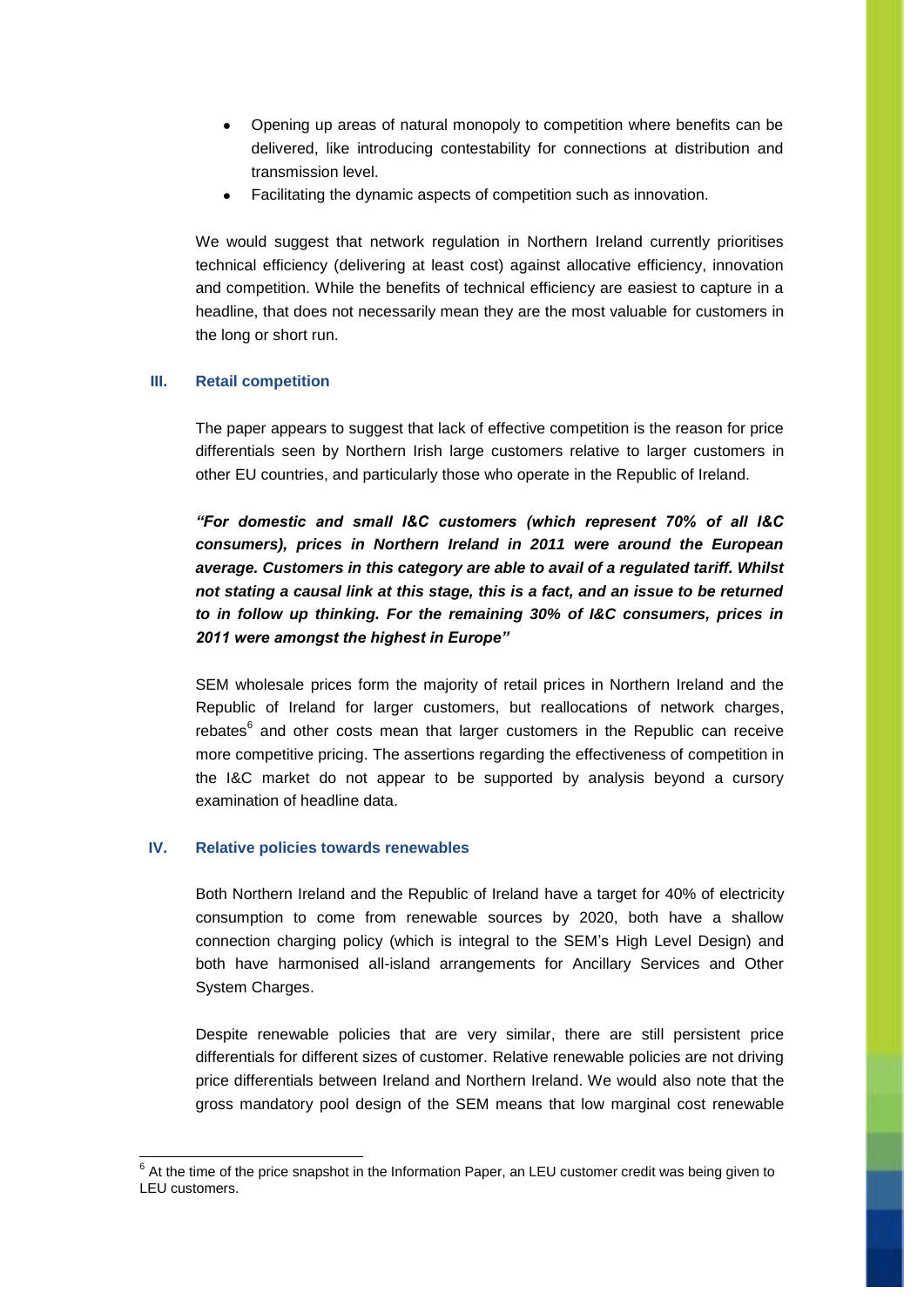- Opening up areas of natural monopoly to competition where benefits can be delivered, like introducing contestability for connections at distribution and transmission level.
- Facilitating the dynamic aspects of competition such as innovation.

We would suggest that network regulation in Northern Ireland currently prioritises technical efficiency (delivering at least cost) against allocative efficiency, innovation and competition. While the benefits of technical efficiency are easiest to capture in a headline, that does not necessarily mean they are the most valuable for customers in the long or short run.

### III. Retail competition

The paper appears to suggest that lack of effective competition is the reason for price differentials seen by Northern Irish large customers relative to larger customers in other EU countries, and particularly those who operate in the Republic of Ireland.

***"For domestic and small I&C customers (which represent 70% of all I&C consumers), prices in Northern Ireland in 2011 were around the European average. Customers in this category are able to avail of a regulated tariff. Whilst not stating a causal link at this stage, this is a fact, and an issue to be returned to in follow up thinking. For the remaining 30% of I&C consumers, prices in 2011 were amongst the highest in Europe"***

SEM wholesale prices form the majority of retail prices in Northern Ireland and the Republic of Ireland for larger customers, but reallocations of network charges, rebates[6] and other costs mean that larger customers in the Republic can receive more competitive pricing. The assertions regarding the effectiveness of competition in the I&C market do not appear to be supported by analysis beyond a cursory examination of headline data.

### IV. Relative policies towards renewables

Both Northern Ireland and the Republic of Ireland have a target for 40% of electricity consumption to come from renewable sources by 2020, both have a shallow connection charging policy (which is integral to the SEM's High Level Design) and both have harmonised all-island arrangements for Ancillary Services and Other System Charges.

Despite renewable policies that are very similar, there are still persistent price differentials for different sizes of customer. Relative renewable policies are not driving price differentials between Ireland and Northern Ireland. We would also note that the gross mandatory pool design of the SEM means that low marginal cost renewable

---

[6] At the time of the price snapshot in the Information Paper, an LEU customer credit was being given to LEU customers.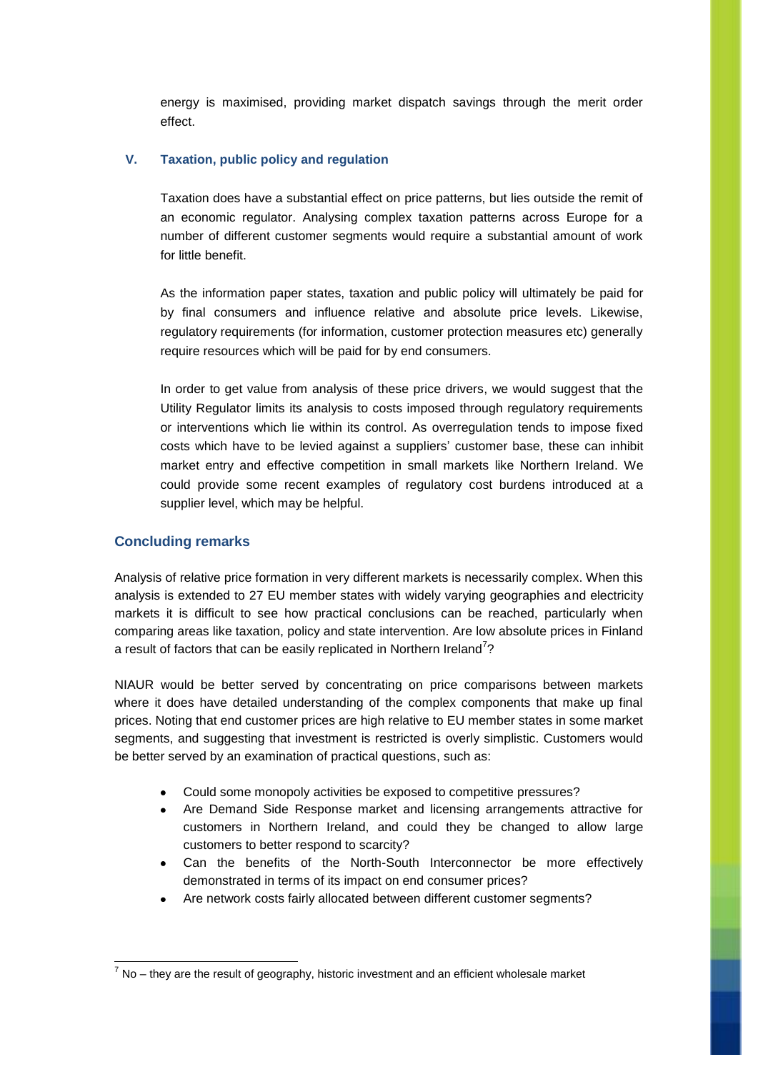energy is maximised, providing market dispatch savings through the merit order effect.

### V. Taxation, public policy and regulation

Taxation does have a substantial effect on price patterns, but lies outside the remit of an economic regulator. Analysing complex taxation patterns across Europe for a number of different customer segments would require a substantial amount of work for little benefit.

As the information paper states, taxation and public policy will ultimately be paid for by final consumers and influence relative and absolute price levels. Likewise, regulatory requirements (for information, customer protection measures etc) generally require resources which will be paid for by end consumers.

In order to get value from analysis of these price drivers, we would suggest that the Utility Regulator limits its analysis to costs imposed through regulatory requirements or interventions which lie within its control. As overregulation tends to impose fixed costs which have to be levied against a suppliers' customer base, these can inhibit market entry and effective competition in small markets like Northern Ireland. We could provide some recent examples of regulatory cost burdens introduced at a supplier level, which may be helpful.

## Concluding remarks

Analysis of relative price formation in very different markets is necessarily complex. When this analysis is extended to 27 EU member states with widely varying geographies and electricity markets it is difficult to see how practical conclusions can be reached, particularly when comparing areas like taxation, policy and state intervention. Are low absolute prices in Finland a result of factors that can be easily replicated in Northern Ireland[7]?

NIAUR would be better served by concentrating on price comparisons between markets where it does have detailed understanding of the complex components that make up final prices. Noting that end customer prices are high relative to EU member states in some market segments, and suggesting that investment is restricted is overly simplistic. Customers would be better served by an examination of practical questions, such as:

- Could some monopoly activities be exposed to competitive pressures?
- Are Demand Side Response market and licensing arrangements attractive for customers in Northern Ireland, and could they be changed to allow large customers to better respond to scarcity?
- Can the benefits of the North-South Interconnector be more effectively demonstrated in terms of its impact on end consumer prices?
- Are network costs fairly allocated between different customer segments?

---

[7] No – they are the result of geography, historic investment and an efficient wholesale market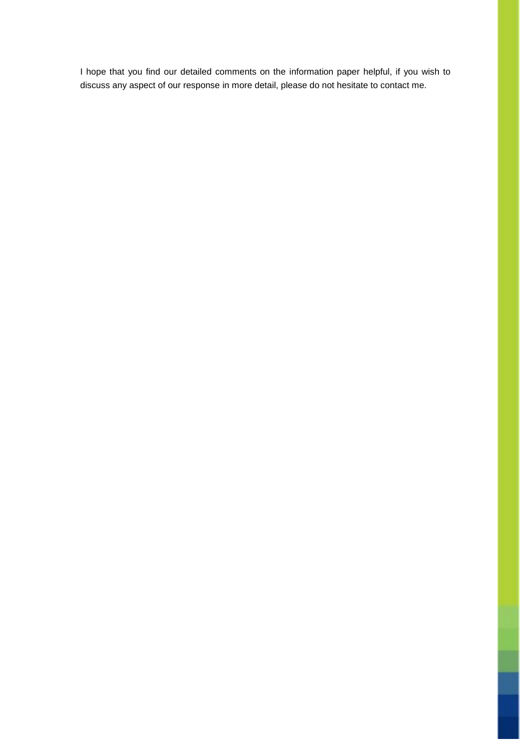I hope that you find our detailed comments on the information paper helpful, if you wish to discuss any aspect of our response in more detail, please do not hesitate to contact me.